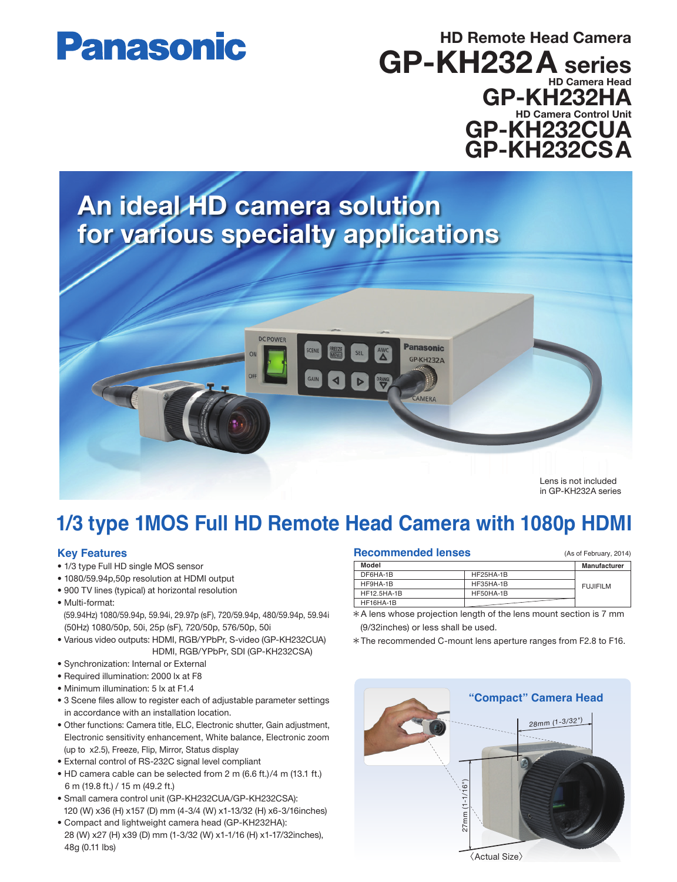Panasonic

# HD Remote Head Camera GP-KH232A series

HD Camera Head
**GP-KH232HA**

HD Camera Control Unit
**GP-KH232CUA**
**GP-KH232CSA**

## An ideal HD camera solution for various specialty applications

Lens is not included in GP-KH232A series

## 1/3 type 1MOS Full HD Remote Head Camera with 1080p HDMI

### Key Features

- 1/3 type Full HD single MOS sensor
- 1080/59.94p,50p resolution at HDMI output
- 900 TV lines (typical) at horizontal resolution
- Multi-format:
  (59.94Hz) 1080/59.94p, 59.94i, 29.97p (sF), 720/59.94p, 480/59.94p, 59.94i
  (50Hz) 1080/50p, 50i, 25p (sF), 720/50p, 576/50p, 50i
- Various video outputs: HDMI, RGB/YPbPr, S-video (GP-KH232CUA)
  HDMI, RGB/YPbPr, SDI (GP-KH232CSA)
- Synchronization: Internal or External
- Required illumination: 2000 lx at F8
- Minimum illumination: 5 lx at F1.4
- 3 Scene files allow to register each of adjustable parameter settings in accordance with an installation location.
- Other functions: Camera title, ELC, Electronic shutter, Gain adjustment, Electronic sensitivity enhancement, White balance, Electronic zoom (up to x2.5), Freeze, Flip, Mirror, Status display
- External control of RS-232C signal level compliant
- HD camera cable can be selected from 2 m (6.6 ft.)/4 m (13.1 ft.) 6 m (19.8 ft.) / 15 m (49.2 ft.)
- Small camera control unit (GP-KH232CUA/GP-KH232CSA):
  120 (W) x36 (H) x157 (D) mm (4-3/4 (W) x1-13/32 (H) x6-3/16inches)
- Compact and lightweight camera head (GP-KH232HA):
  28 (W) x27 (H) x39 (D) mm (1-3/32 (W) x1-1/16 (H) x1-17/32inches), 48g (0.11 lbs)

### Recommended lenses

(As of February, 2014)

| Model | | Manufacturer |
|---|---|---|
| DF6HA-1B | HF25HA-1B | FUJIFILM |
| HF9HA-1B | HF35HA-1B | |
| HF12.5HA-1B | HF50HA-1B | |
| HF16HA-1B | | |

＊A lens whose projection length of the lens mount section is 7 mm (9/32inches) or less shall be used.

＊The recommended C-mount lens aperture ranges from F2.8 to F16.

### "Compact" Camera Head

28mm (1-3/32")

27mm (1-1/16")

〈Actual Size〉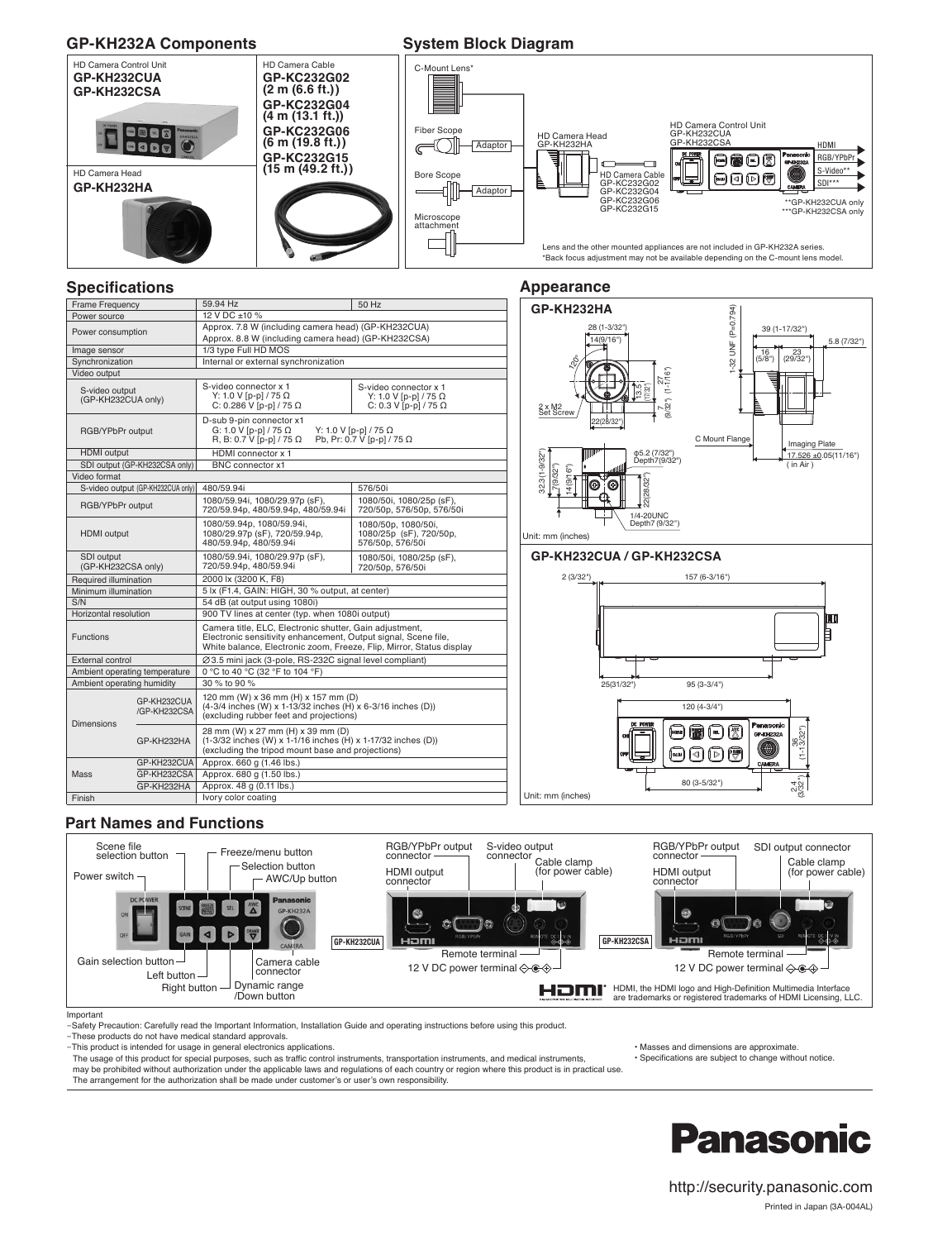## GP-KH232A Components

HD Camera Control Unit
**GP-KH232CUA**
**GP-KH232CSA**

HD Camera Head
**GP-KH232HA**

HD Camera Cable
**GP-KC232G02 (2 m (6.6 ft.))**
**GP-KC232G04 (4 m (13.1 ft.))**
**GP-KC232G06 (6 m (19.8 ft.))**
**GP-KC232G15 (15 m (49.2 ft.))**

## System Block Diagram

C-Mount Lens*

Fiber Scope

Adaptor

Bore Scope

Adaptor

Microscope attachment

HD Camera Head
GP-KH232HA

HD Camera Cable
GP-KC232G02
GP-KC232G04
GP-KC232G06
GP-KC232G15

HD Camera Control Unit
GP-KH232CUA
GP-KH232CSA

HDMI
RGB/YPbPr
S-Video**
SDI***

**GP-KH232CUA only
***GP-KH232CSA only

Lens and the other mounted appliances are not included in GP-KH232A series.
*Back focus adjustment may not be available depending on the C-mount lens model.

## Specifications

| | | 59.94 Hz | 50 Hz |
|---|---|---|---|
| Frame Frequency | | 59.94 Hz | 50 Hz |
| Power source | | 12 V DC ±10 % | |
| Power consumption | | Approx. 7.8 W (including camera head) (GP-KH232CUA)<br>Approx. 8.8 W (including camera head) (GP-KH232CSA) | |
| Image sensor | | 1/3 type Full HD MOS | |
| Synchronization | | Internal or external synchronization | |
| Video output | | | |
| S-video output (GP-KH232CUA only) | | S-video connector x 1<br>Y: 1.0 V [p-p] / 75 Ω<br>C: 0.286 V [p-p] / 75 Ω | S-video connector x 1<br>Y: 1.0 V [p-p] / 75 Ω<br>C: 0.3 V [p-p] / 75 Ω |
| RGB/YPbPr output | | D-sub 9-pin connector x1<br>G: 1.0 V [p-p] / 75 Ω   Y: 1.0 V [p-p] / 75 Ω<br>R, B: 0.7 V [p-p] / 75 Ω   Pb, Pr: 0.7 V [p-p] / 75 Ω | |
| HDMI output | | HDMI connector x 1 | |
| SDI output (GP-KH232CSA only) | | BNC connector x1 | |
| Video format | | | |
| S-video output (GP-KH232CUA only) | | 480/59.94i | 576/50i |
| RGB/YPbPr output | | 1080/59.94i, 1080/29.97p (sF), 720/59.94p, 480/59.94p, 480/59.94i | 1080/50i, 1080/25p (sF), 720/50p, 576/50p, 576/50i |
| HDMI output | | 1080/59.94p, 1080/59.94i, 1080/29.97p (sF), 720/59.94p, 480/59.94p, 480/59.94i | 1080/50p, 1080/50i, 1080/25p (sF), 720/50p, 576/50p, 576/50i |
| SDI output (GP-KH232CSA only) | | 1080/59.94i, 1080/29.97p (sF), 720/59.94p, 480/59.94i | 1080/50i, 1080/25p (sF), 720/50p, 576/50i |
| Required illumination | | 2000 lx (3200 K, F8) | |
| Minimum illumination | | 5 lx (F1.4, GAIN: HIGH, 30 % output, at center) | |
| S/N | | 54 dB (at output using 1080i) | |
| Horizontal resolution | | 900 TV lines at center (typ. when 1080i output) | |
| Functions | | Camera title, ELC, Electronic shutter, Gain adjustment, Electronic sensitivity enhancement, Output signal, Scene file, White balance, Electronic zoom, Freeze, Flip, Mirror, Status display | |
| External control | | ∅3.5 mini jack (3-pole, RS-232C signal level compliant) | |
| Ambient operating temperature | | 0 °C to 40 °C (32 °F to 104 °F) | |
| Ambient operating humidity | | 30 % to 90 % | |
| Dimensions | GP-KH232CUA /GP-KH232CSA | 120 mm (W) x 36 mm (H) x 157 mm (D)<br>(4-3/4 inches (W) x 1-13/32 inches (H) x 6-3/16 inches (D))<br>(excluding rubber feet and projections) | |
| | GP-KH232HA | 28 mm (W) x 27 mm (H) x 39 mm (D)<br>(1-3/32 inches (W) x 1-1/16 inches (H) x 1-17/32 inches (D))<br>(excluding the tripod mount base and projections) | |
| Mass | GP-KH232CUA | Approx. 660 g (1.46 lbs.) | |
| | GP-KH232CSA | Approx. 680 g (1.50 lbs.) | |
| | GP-KH232HA | Approx. 48 g (0.11 lbs.) | |
| Finish | | Ivory color coating | |

## Appearance

**GP-KH232HA**

28 (1-3/32")
14(9/16")
120°
2 x M2 Set Screw
22(28/32")
13.5 (17/32")
27 (1-1/16")
7 (9/32")
1-32 UNF (P=0.794)
39 (1-17/32")
5.8 (7/32")
16 (5/8")
23 (29/32")
C Mount Flange
Imaging Plate
17.526 ±0.05(11/16") ( in Air )
32.3 (1-9/32")
7(9/32")
14(9/16")
ϕ5.2 (7/32") Depth7(9/32")
22(28/32")
1/4-20UNC Depth7 (9/32")

Unit: mm (inches)

**GP-KH232CUA / GP-KH232CSA**

2 (3/32")
157 (6-3/16")
25(31/32")
95 (3-3/4")
120 (4-3/4")
36 (1-13/32")
80 (3-5/32")
2.4 (3/32")

Unit: mm (inches)

## Part Names and Functions

Scene file selection button
Freeze/menu button
Selection button
AWC/Up button
Power switch
Gain selection button
Left button
Right button
Camera cable connector
Dynamic range /Down button

GP-KH232CUA:
RGB/YPbPr output connector
S-video output connector
HDMI output connector
Cable clamp (for power cable)
Remote terminal
12 V DC power terminal

GP-KH232CSA:
RGB/YPbPr output connector
SDI output connector
HDMI output connector
Cable clamp (for power cable)
Remote terminal
12 V DC power terminal

HDMI, the HDMI logo and High-Definition Multimedia Interface are trademarks or registered trademarks of HDMI Licensing, LLC.

Important
–Safety Precaution: Carefully read the Important Information, Installation Guide and operating instructions before using this product.
–These products do not have medical standard approvals.
–This product is intended for usage in general electronics applications.
The usage of this product for special purposes, such as traffic control instruments, transportation instruments, and medical instruments, may be prohibited without authorization under the applicable laws and regulations of each country or region where this product is in practical use. The arrangement for the authorization shall be made under customer's or user's own responsibility.

• Masses and dimensions are approximate.
• Specifications are subject to change without notice.

**Panasonic**

http://security.panasonic.com

Printed in Japan (3A-004AL)